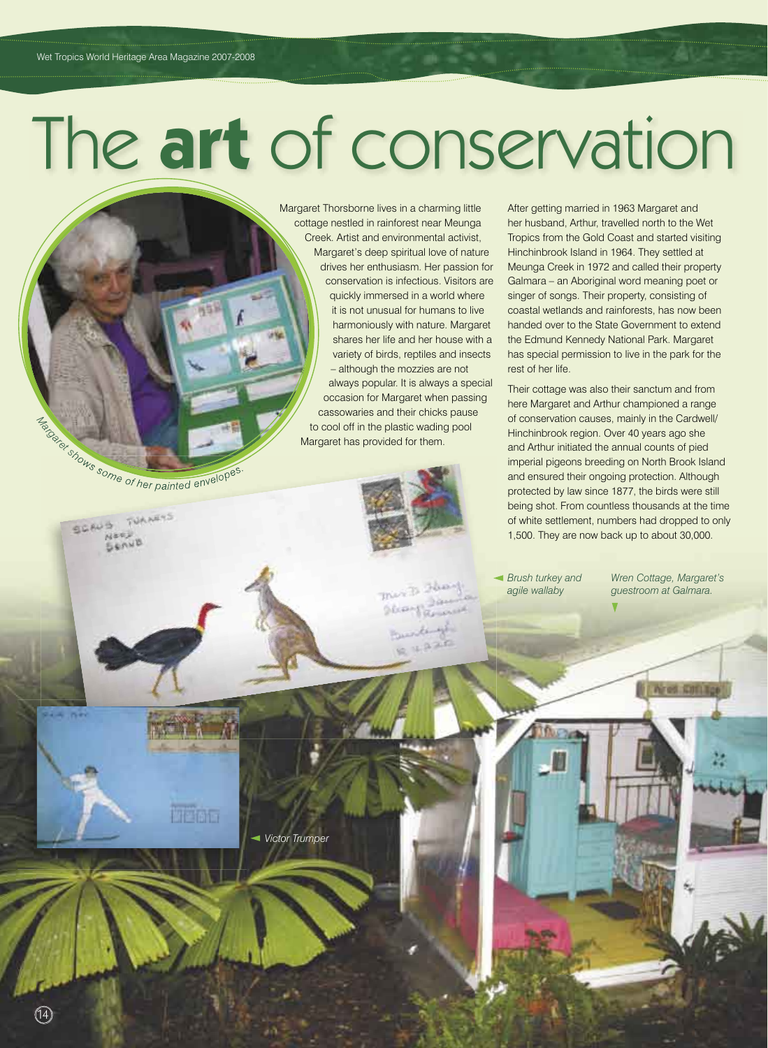# The **art** of conservation

Margaret Thorsborne lives in a charming little cottage nestled in rainforest near Meunga Creek. Artist and environmental activist, Margaret's deep spiritual love of nature drives her enthusiasm. Her passion for conservation is infectious. Visitors are quickly immersed in a world where it is not unusual for humans to live harmoniously with nature. Margaret shares her life and her house with a variety of birds, reptiles and insects – although the mozzies are not always popular. It is always a special occasion for Margaret when passing cassowaries and their chicks pause to cool off in the plastic wading pool Margaret has provided for them.

After getting married in 1963 Margaret and her husband, Arthur, travelled north to the Wet Tropics from the Gold Coast and started visiting Hinchinbrook Island in 1964. They settled at Meunga Creek in 1972 and called their property Galmara – an Aboriginal word meaning poet or singer of songs. Their property, consisting of coastal wetlands and rainforests, has now been handed over to the State Government to extend the Edmund Kennedy National Park. Margaret has special permission to live in the park for the rest of her life.

Their cottage was also their sanctum and from here Margaret and Arthur championed a range of conservation causes, mainly in the Cardwell/Hinchinbrook region. Over 40 years ago she and Arthur initiated the annual counts of pied imperial pigeons breeding on North Brook Island and ensured their ongoing protection. Although protected by law since 1877, the birds were still being shot. From countless thousands at the time of white settlement, numbers had dropped to only 1,500. They are now back up to about 30,000.

*Margaret shows some of her painted envelopes.*

*Brush turkey and agile wallaby*

*Wren Cottage, Margaret's guestroom at Galmara.*

*Victor Trumper*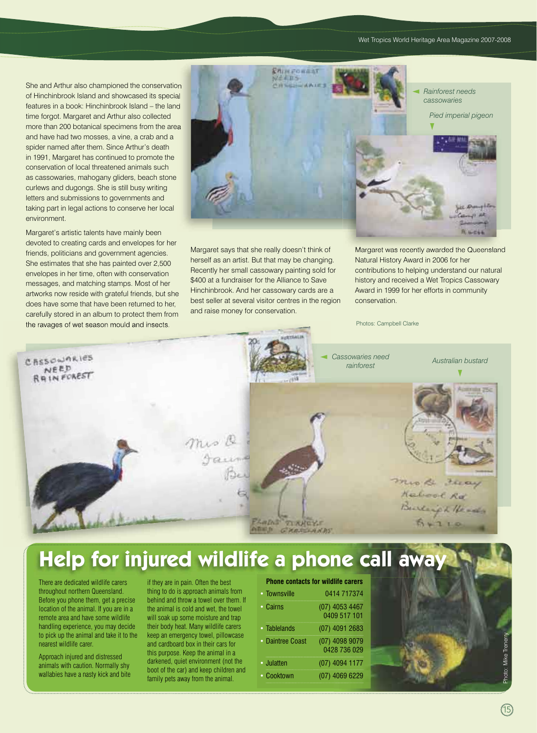She and Arthur also championed the conservation of Hinchinbrook Island and showcased its special features in a book: Hinchinbrook Island – the land time forgot. Margaret and Arthur also collected more than 200 botanical specimens from the area and have had two mosses, a vine, a crab and a spider named after them. Since Arthur's death in 1991, Margaret has continued to promote the conservation of local threatened animals such as cassowaries, mahogany gliders, beach stone curlews and dugongs. She is still busy writing letters and submissions to governments and taking part in legal actions to conserve her local environment.

Margaret's artistic talents have mainly been devoted to creating cards and envelopes for her friends, politicians and government agencies. She estimates that she has painted over 2,500 envelopes in her time, often with conservation messages, and matching stamps. Most of her artworks now reside with grateful friends, but she does have some that have been returned to her, carefully stored in an album to protect them from the ravages of wet season mould and insects.

*Rainforest needs cassowaries*

*Pied imperial pigeon*

Margaret says that she really doesn't think of herself as an artist. But that may be changing. Recently her small cassowary painting sold for $400 at a fundraiser for the Alliance to Save Hinchinbrook. And her cassowary cards are a best seller at several visitor centres in the region and raise money for conservation.

Margaret was recently awarded the Queensland Natural History Award in 2006 for her contributions to helping understand our natural history and received a Wet Tropics Cassowary Award in 1999 for her efforts in community conservation.

Photos: Campbell Clarke

*Cassowaries need rainforest*

*Australian bustard*

# Help for injured wildlife a phone call away

There are dedicated wildlife carers throughout northern Queensland. Before you phone them, get a precise location of the animal. If you are in a remote area and have some wildlife handling experience, you may decide to pick up the animal and take it to the nearest wildlife carer.

Approach injured and distressed animals with caution. Normally shy wallabies have a nasty kick and bite if they are in pain. Often the best thing to do is approach animals from behind and throw a towel over them. If the animal is cold and wet, the towel will soak up some moisture and trap their body heat. Many wildlife carers keep an emergency towel, pillowcase and cardboard box in their cars for this purpose. Keep the animal in a darkened, quiet environment (not the boot of the car) and keep children and family pets away from the animal.

| Phone contacts for wildlife carers | |
|---|---|
| Townsville | 0414 717374 |
| Cairns | (07) 4053 4467<br>0409 517 101 |
| Tablelands | (07) 4091 2683 |
| Daintree Coast | (07) 4098 9079<br>0428 736 029 |
| Julatten | (07) 4094 1177 |
| Cooktown | (07) 4069 6229 |

Photo: Mike Trenerry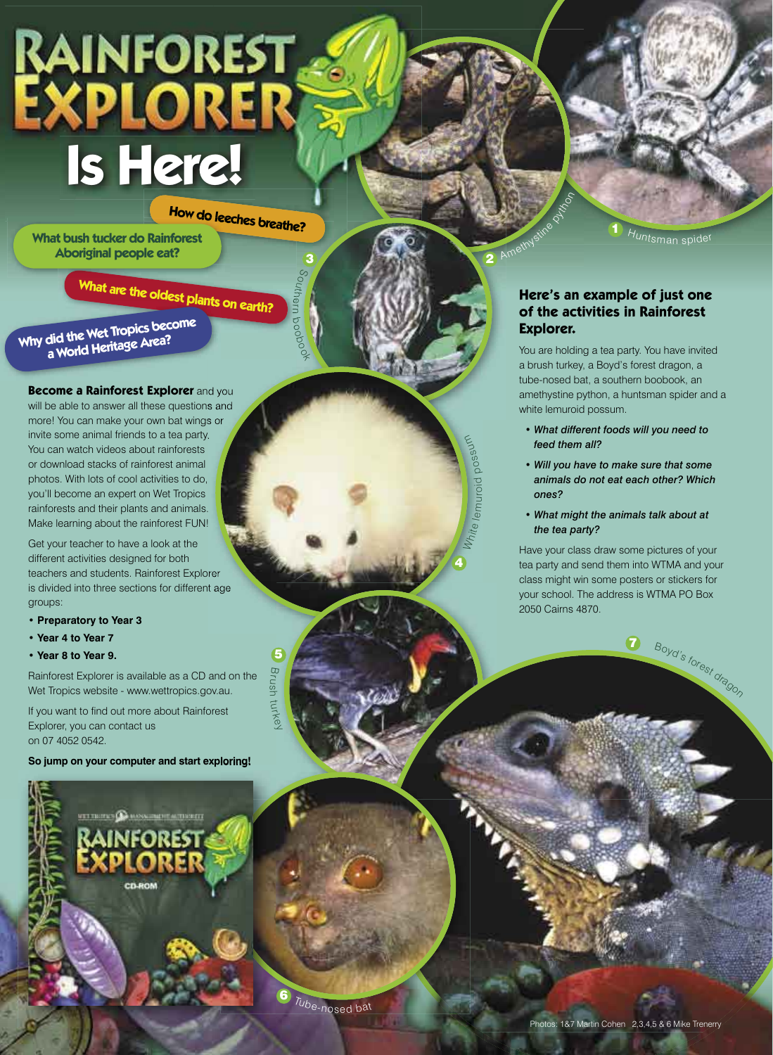# RAINFOREST EXPLORER Is Here!

How do leeches breathe?

What bush tucker do Rainforest Aboriginal people eat?

What are the oldest plants on earth?

Why did the Wet Tropics become a World Heritage Area?

**Become a Rainforest Explorer** and you will be able to answer all these questions and more! You can make your own bat wings or invite some animal friends to a tea party. You can watch videos about rainforests or download stacks of rainforest animal photos. With lots of cool activities to do, you'll become an expert on Wet Tropics rainforests and their plants and animals. Make learning about the rainforest FUN!

Get your teacher to have a look at the different activities designed for both teachers and students. Rainforest Explorer is divided into three sections for different age groups:

- **Preparatory to Year 3**
- **Year 4 to Year 7**
- **Year 8 to Year 9.**

Rainforest Explorer is available as a CD and on the Wet Tropics website - www.wettropics.gov.au.

If you want to find out more about Rainforest Explorer, you can contact us on 07 4052 0542.

**So jump on your computer and start exploring!**

### Here's an example of just one of the activities in Rainforest Explorer.

You are holding a tea party. You have invited a brush turkey, a Boyd's forest dragon, a tube-nosed bat, a southern boobook, an amethystine python, a huntsman spider and a white lemuroid possum.

- ***What different foods will you need to feed them all?***
- ***Will you have to make sure that some animals do not eat each other? Which ones?***
- ***What might the animals talk about at the tea party?***

Have your class draw some pictures of your tea party and send them into WTMA and your class might win some posters or stickers for your school. The address is WTMA PO Box 2050 Cairns 4870.

1 Huntsman spider

2 Amethystine python

3 Southern boobook

4 White lemuroid possum

5 Brush turkey

6 Tube-nosed bat

7 Boyd's forest dragon

Photos: 1&7 Martin Cohen 2,3,4,5 & 6 Mike Trenerry